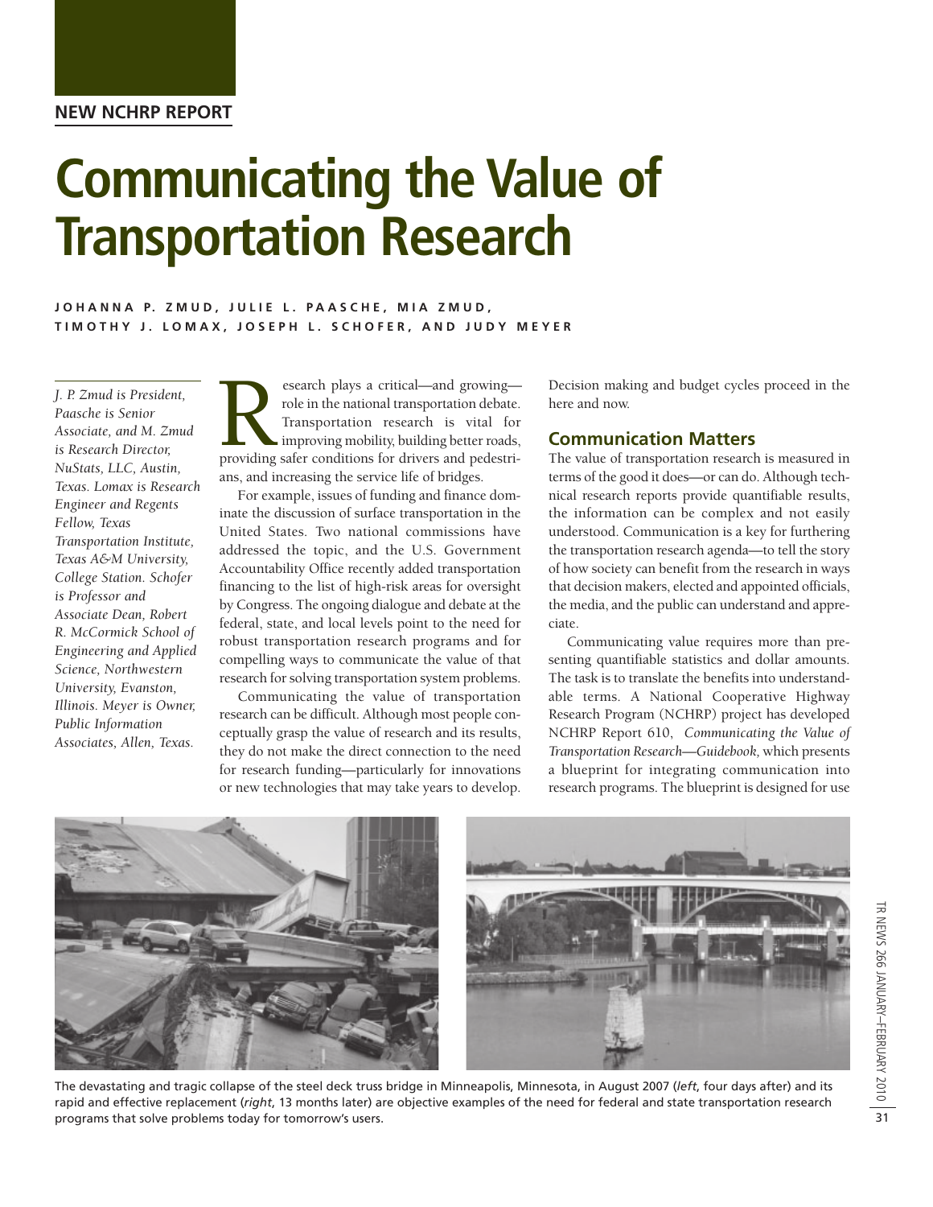**NEW NCHRP REPORT**

# Communicating the Value of Transportation Research

**JOHANNA P. ZMUD, JULIE L. PAASCHE, MIA ZMUD, TIMOTHY J. LOMAX, JOSEPH L. SCHOFER, AND JUDY MEYER**

*J. P. Zmud is President, Paasche is Senior Associate, and M. Zmud is Research Director, NuStats, LLC, Austin, Texas. Lomax is Research Engineer and Regents Fellow, Texas Transportation Institute, Texas A&M University, College Station. Schofer is Professor and Associate Dean, Robert R. McCormick School of Engineering and Applied Science, Northwestern University, Evanston, Illinois. Meyer is Owner, Public Information Associates, Allen, Texas.*

Research plays a critical—and growing—role in the national transportation debate. Transportation research is vital for improving mobility, building better roads, providing safer conditions for drivers and pedestrians, and increasing the service life of bridges.

For example, issues of funding and finance dominate the discussion of surface transportation in the United States. Two national commissions have addressed the topic, and the U.S. Government Accountability Office recently added transportation financing to the list of high-risk areas for oversight by Congress. The ongoing dialogue and debate at the federal, state, and local levels point to the need for robust transportation research programs and for compelling ways to communicate the value of that research for solving transportation system problems.

Communicating the value of transportation research can be difficult. Although most people conceptually grasp the value of research and its results, they do not make the direct connection to the need for research funding—particularly for innovations or new technologies that may take years to develop. Decision making and budget cycles proceed in the here and now.

## Communication Matters

The value of transportation research is measured in terms of the good it does—or can do. Although technical research reports provide quantifiable results, the information can be complex and not easily understood. Communication is a key for furthering the transportation research agenda—to tell the story of how society can benefit from the research in ways that decision makers, elected and appointed officials, the media, and the public can understand and appreciate.

Communicating value requires more than presenting quantifiable statistics and dollar amounts. The task is to translate the benefits into understandable terms. A National Cooperative Highway Research Program (NCHRP) project has developed NCHRP Report 610, *Communicating the Value of Transportation Research—Guidebook,* which presents a blueprint for integrating communication into research programs. The blueprint is designed for use

The devastating and tragic collapse of the steel deck truss bridge in Minneapolis, Minnesota, in August 2007 (*left*, four days after) and its rapid and effective replacement (*right*, 13 months later) are objective examples of the need for federal and state transportation research programs that solve problems today for tomorrow's users.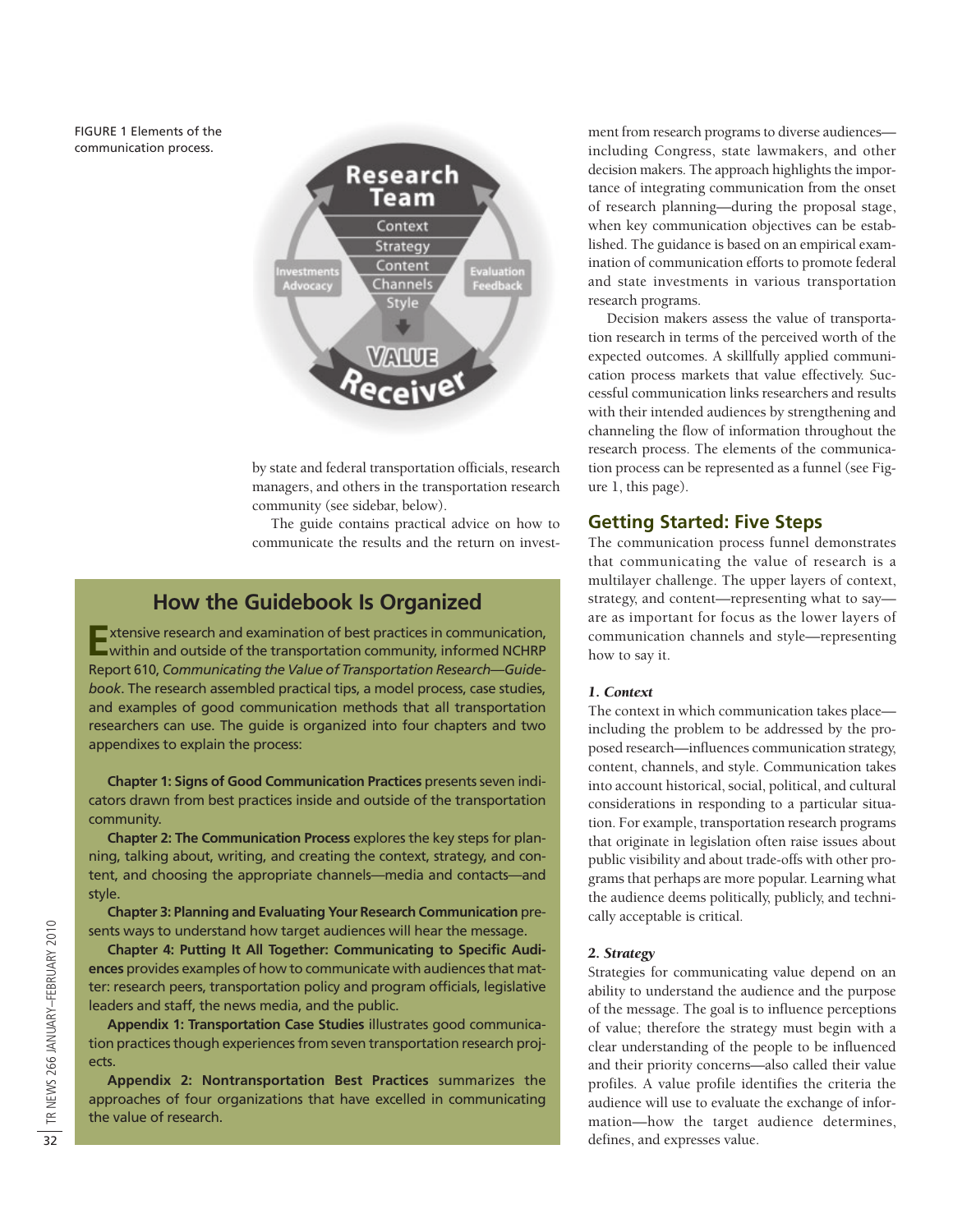FIGURE 1 Elements of the communication process.

by state and federal transportation officials, research managers, and others in the transportation research community (see sidebar, below).

The guide contains practical advice on how to communicate the results and the return on investment from research programs to diverse audiences—including Congress, state lawmakers, and other decision makers. The approach highlights the importance of integrating communication from the onset of research planning—during the proposal stage, when key communication objectives can be established. The guidance is based on an empirical examination of communication efforts to promote federal and state investments in various transportation research programs.

Decision makers assess the value of transportation research in terms of the perceived worth of the expected outcomes. A skillfully applied communication process markets that value effectively. Successful communication links researchers and results with their intended audiences by strengthening and channeling the flow of information throughout the research process. The elements of the communication process can be represented as a funnel (see Figure 1, this page).

## How the Guidebook Is Organized

Extensive research and examination of best practices in communication, within and outside of the transportation community, informed NCHRP Report 610, *Communicating the Value of Transportation Research—Guidebook*. The research assembled practical tips, a model process, case studies, and examples of good communication methods that all transportation researchers can use. The guide is organized into four chapters and two appendixes to explain the process:

**Chapter 1: Signs of Good Communication Practices** presents seven indicators drawn from best practices inside and outside of the transportation community.

**Chapter 2: The Communication Process** explores the key steps for planning, talking about, writing, and creating the context, strategy, and content, and choosing the appropriate channels—media and contacts—and style.

**Chapter 3: Planning and Evaluating Your Research Communication** presents ways to understand how target audiences will hear the message.

**Chapter 4: Putting It All Together: Communicating to Specific Audiences** provides examples of how to communicate with audiences that matter: research peers, transportation policy and program officials, legislative leaders and staff, the news media, and the public.

**Appendix 1: Transportation Case Studies** illustrates good communication practices though experiences from seven transportation research projects.

**Appendix 2: Nontransportation Best Practices** summarizes the approaches of four organizations that have excelled in communicating the value of research.

## Getting Started: Five Steps

The communication process funnel demonstrates that communicating the value of research is a multilayer challenge. The upper layers of context, strategy, and content—representing what to say—are as important for focus as the lower layers of communication channels and style—representing how to say it.

### *1. Context*

The context in which communication takes place—including the problem to be addressed by the proposed research—influences communication strategy, content, channels, and style. Communication takes into account historical, social, political, and cultural considerations in responding to a particular situation. For example, transportation research programs that originate in legislation often raise issues about public visibility and about trade-offs with other programs that perhaps are more popular. Learning what the audience deems politically, publicly, and technically acceptable is critical.

### *2. Strategy*

Strategies for communicating value depend on an ability to understand the audience and the purpose of the message. The goal is to influence perceptions of value; therefore the strategy must begin with a clear understanding of the people to be influenced and their priority concerns—also called their value profiles. A value profile identifies the criteria the audience will use to evaluate the exchange of information—how the target audience determines, defines, and expresses value.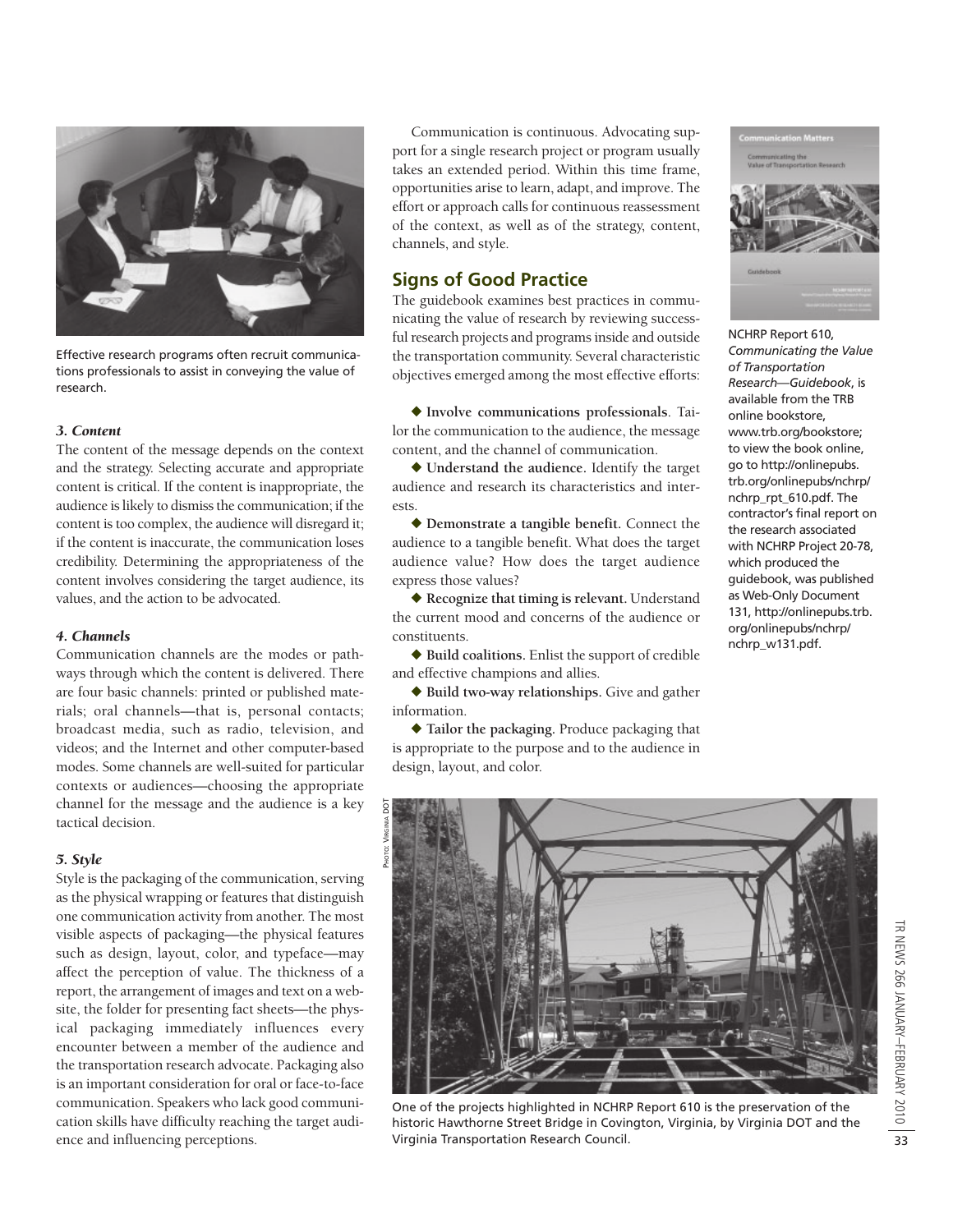Effective research programs often recruit communications professionals to assist in conveying the value of research.

### *3. Content*

The content of the message depends on the context and the strategy. Selecting accurate and appropriate content is critical. If the content is inappropriate, the audience is likely to dismiss the communication; if the content is too complex, the audience will disregard it; if the content is inaccurate, the communication loses credibility. Determining the appropriateness of the content involves considering the target audience, its values, and the action to be advocated.

### *4. Channels*

Communication channels are the modes or pathways through which the content is delivered. There are four basic channels: printed or published materials; oral channels—that is, personal contacts; broadcast media, such as radio, television, and videos; and the Internet and other computer-based modes. Some channels are well-suited for particular contexts or audiences—choosing the appropriate channel for the message and the audience is a key tactical decision.

### *5. Style*

Style is the packaging of the communication, serving as the physical wrapping or features that distinguish one communication activity from another. The most visible aspects of packaging—the physical features such as design, layout, color, and typeface—may affect the perception of value. The thickness of a report, the arrangement of images and text on a website, the folder for presenting fact sheets—the physical packaging immediately influences every encounter between a member of the audience and the transportation research advocate. Packaging also is an important consideration for oral or face-to-face communication. Speakers who lack good communication skills have difficulty reaching the target audience and influencing perceptions.

Communication is continuous. Advocating support for a single research project or program usually takes an extended period. Within this time frame, opportunities arise to learn, adapt, and improve. The effort or approach calls for continuous reassessment of the context, as well as of the strategy, content, channels, and style.

## Signs of Good Practice

The guidebook examines best practices in communicating the value of research by reviewing successful research projects and programs inside and outside the transportation community. Several characteristic objectives emerged among the most effective efforts:

◆ **Involve communications professionals**. Tailor the communication to the audience, the message content, and the channel of communication.

◆ **Understand the audience.** Identify the target audience and research its characteristics and interests.

◆ **Demonstrate a tangible benefit.** Connect the audience to a tangible benefit. What does the target audience value? How does the target audience express those values?

◆ **Recognize that timing is relevant.** Understand the current mood and concerns of the audience or constituents.

◆ **Build coalitions.** Enlist the support of credible and effective champions and allies.

◆ **Build two-way relationships.** Give and gather information.

◆ **Tailor the packaging.** Produce packaging that is appropriate to the purpose and to the audience in design, layout, and color.

NCHRP Report 610, *Communicating the Value of Transportation Research—Guidebook*, is available from the TRB online bookstore, www.trb.org/bookstore; to view the book online, go to http://onlinepubs.trb.org/onlinepubs/nchrp/nchrp_rpt_610.pdf. The contractor's final report on the research associated with NCHRP Project 20-78, which produced the guidebook, was published as Web-Only Document 131, http://onlinepubs.trb.org/onlinepubs/nchrp/nchrp_w131.pdf.

Photo: Virginia DOT

One of the projects highlighted in NCHRP Report 610 is the preservation of the historic Hawthorne Street Bridge in Covington, Virginia, by Virginia DOT and the Virginia Transportation Research Council.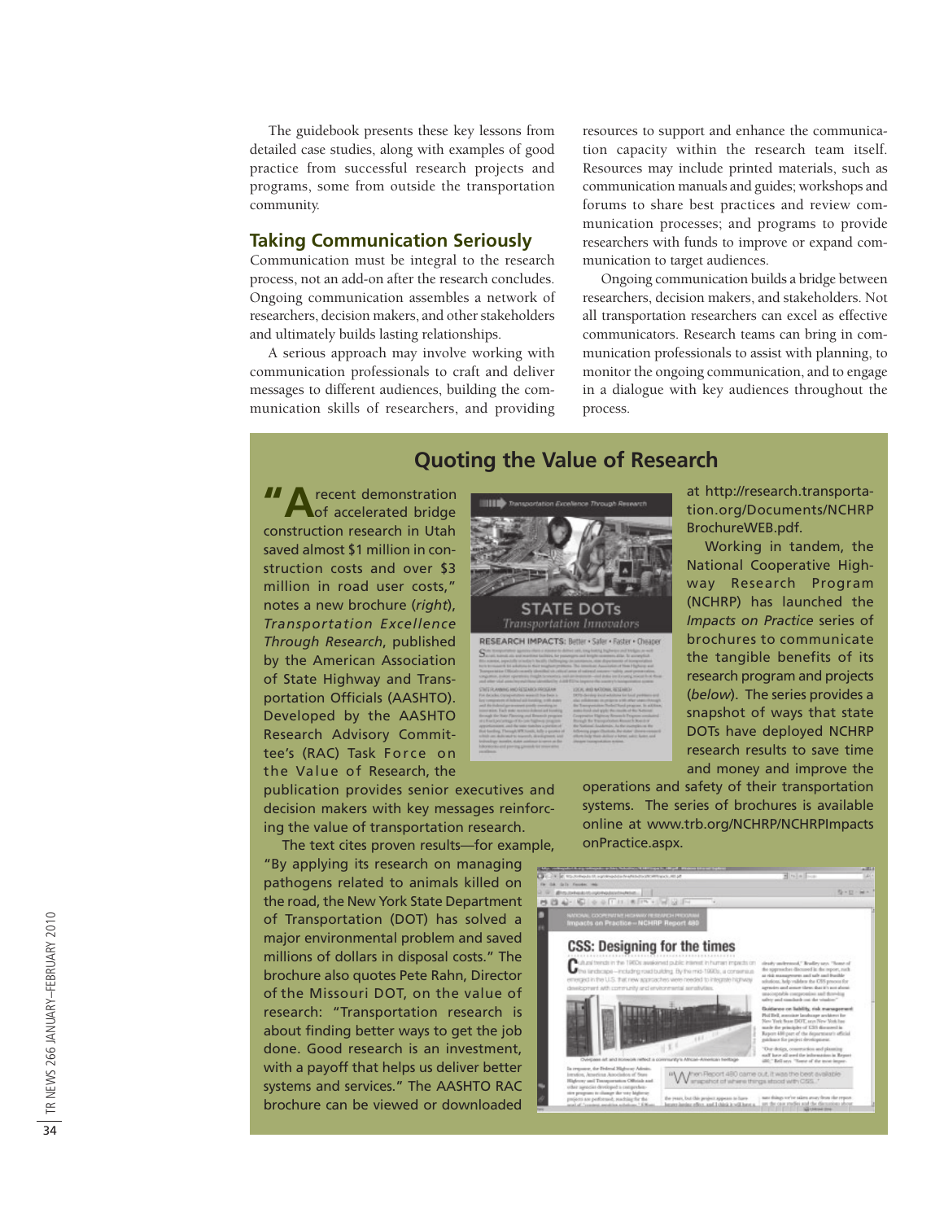The guidebook presents these key lessons from detailed case studies, along with examples of good practice from successful research projects and programs, some from outside the transportation community.

## Taking Communication Seriously

Communication must be integral to the research process, not an add-on after the research concludes. Ongoing communication assembles a network of researchers, decision makers, and other stakeholders and ultimately builds lasting relationships.

A serious approach may involve working with communication professionals to craft and deliver messages to different audiences, building the communication skills of researchers, and providing resources to support and enhance the communication capacity within the research team itself. Resources may include printed materials, such as communication manuals and guides; workshops and forums to share best practices and review communication processes; and programs to provide researchers with funds to improve or expand communication to target audiences.

Ongoing communication builds a bridge between researchers, decision makers, and stakeholders. Not all transportation researchers can excel as effective communicators. Research teams can bring in communication professionals to assist with planning, to monitor the ongoing communication, and to engage in a dialogue with key audiences throughout the process.

## Quoting the Value of Research

"A recent demonstration of accelerated bridge construction research in Utah saved almost $1 million in construction costs and over $3 million in road user costs," notes a new brochure (*right*), *Transportation Excellence Through Research*, published by the American Association of State Highway and Transportation Officials (AASHTO). Developed by the AASHTO Research Advisory Committee's (RAC) Task Force on the Value of Research, the publication provides senior executives and decision makers with key messages reinforcing the value of transportation research.

The text cites proven results—for example, "By applying its research on managing pathogens related to animals killed on the road, the New York State Department of Transportation (DOT) has solved a major environmental problem and saved millions of dollars in disposal costs." The brochure also quotes Pete Rahn, Director of the Missouri DOT, on the value of research: "Transportation research is about finding better ways to get the job done. Good research is an investment, with a payoff that helps us deliver better systems and services." The AASHTO RAC brochure can be viewed or downloaded at http://research.transportation.org/Documents/NCHRPBrochureWEB.pdf.

Working in tandem, the National Cooperative Highway Research Program (NCHRP) has launched the *Impacts on Practice* series of brochures to communicate the tangible benefits of its research program and projects (*below*). The series provides a snapshot of ways that state DOTs have deployed NCHRP research results to save time and money and improve the operations and safety of their transportation systems. The series of brochures is available online at www.trb.org/NCHRP/NCHRPImpactsonPractice.aspx.